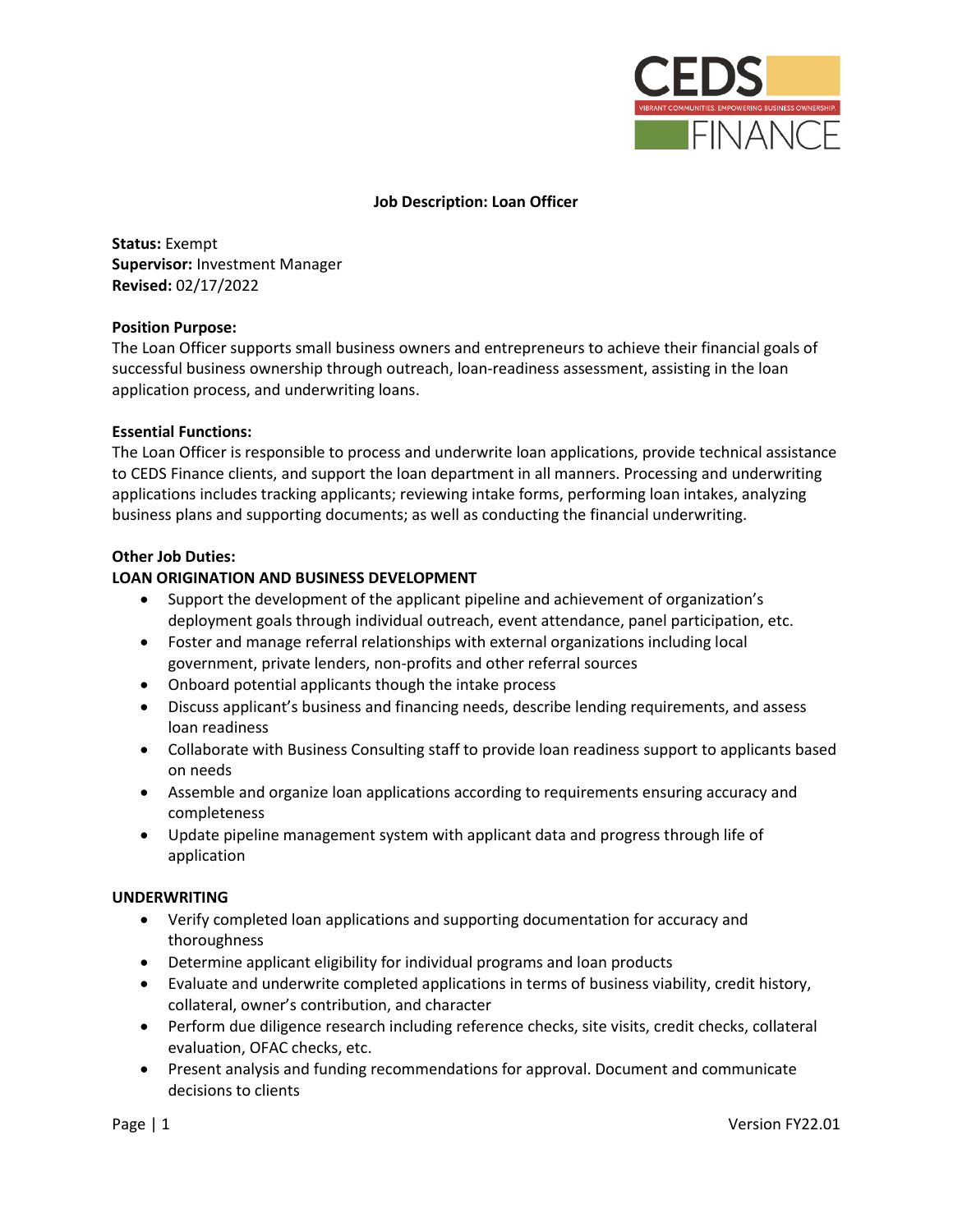# Job Description: Loan Officer

**Status:** Exempt
**Supervisor:** Investment Manager
**Revised:** 02/17/2022

**Position Purpose:**
The Loan Officer supports small business owners and entrepreneurs to achieve their financial goals of successful business ownership through outreach, loan-readiness assessment, assisting in the loan application process, and underwriting loans.

**Essential Functions:**
The Loan Officer is responsible to process and underwrite loan applications, provide technical assistance to CEDS Finance clients, and support the loan department in all manners. Processing and underwriting applications includes tracking applicants; reviewing intake forms, performing loan intakes, analyzing business plans and supporting documents; as well as conducting the financial underwriting.

**Other Job Duties:**

**LOAN ORIGINATION AND BUSINESS DEVELOPMENT**

- Support the development of the applicant pipeline and achievement of organization's deployment goals through individual outreach, event attendance, panel participation, etc.
- Foster and manage referral relationships with external organizations including local government, private lenders, non-profits and other referral sources
- Onboard potential applicants though the intake process
- Discuss applicant's business and financing needs, describe lending requirements, and assess loan readiness
- Collaborate with Business Consulting staff to provide loan readiness support to applicants based on needs
- Assemble and organize loan applications according to requirements ensuring accuracy and completeness
- Update pipeline management system with applicant data and progress through life of application

**UNDERWRITING**

- Verify completed loan applications and supporting documentation for accuracy and thoroughness
- Determine applicant eligibility for individual programs and loan products
- Evaluate and underwrite completed applications in terms of business viability, credit history, collateral, owner's contribution, and character
- Perform due diligence research including reference checks, site visits, credit checks, collateral evaluation, OFAC checks, etc.
- Present analysis and funding recommendations for approval. Document and communicate decisions to clients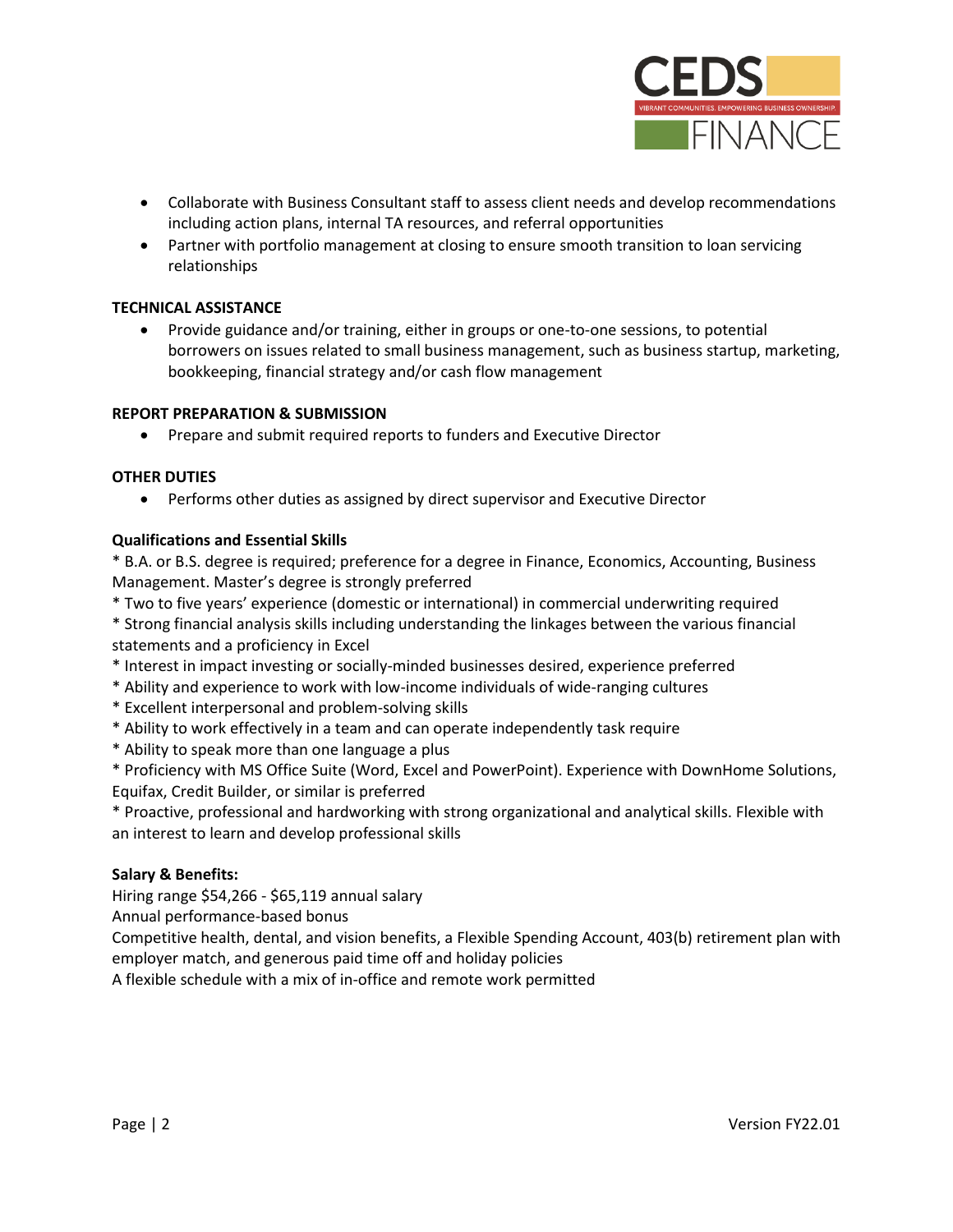- Collaborate with Business Consultant staff to assess client needs and develop recommendations including action plans, internal TA resources, and referral opportunities
- Partner with portfolio management at closing to ensure smooth transition to loan servicing relationships

**TECHNICAL ASSISTANCE**

- Provide guidance and/or training, either in groups or one-to-one sessions, to potential borrowers on issues related to small business management, such as business startup, marketing, bookkeeping, financial strategy and/or cash flow management

**REPORT PREPARATION & SUBMISSION**

- Prepare and submit required reports to funders and Executive Director

**OTHER DUTIES**

- Performs other duties as assigned by direct supervisor and Executive Director

**Qualifications and Essential Skills**

* B.A. or B.S. degree is required; preference for a degree in Finance, Economics, Accounting, Business Management. Master's degree is strongly preferred
* Two to five years' experience (domestic or international) in commercial underwriting required
* Strong financial analysis skills including understanding the linkages between the various financial statements and a proficiency in Excel
* Interest in impact investing or socially-minded businesses desired, experience preferred
* Ability and experience to work with low-income individuals of wide-ranging cultures
* Excellent interpersonal and problem-solving skills
* Ability to work effectively in a team and can operate independently task require
* Ability to speak more than one language a plus
* Proficiency with MS Office Suite (Word, Excel and PowerPoint). Experience with DownHome Solutions, Equifax, Credit Builder, or similar is preferred
* Proactive, professional and hardworking with strong organizational and analytical skills. Flexible with an interest to learn and develop professional skills

**Salary & Benefits:**

Hiring range $54,266 - $65,119 annual salary

Annual performance-based bonus

Competitive health, dental, and vision benefits, a Flexible Spending Account, 403(b) retirement plan with employer match, and generous paid time off and holiday policies

A flexible schedule with a mix of in-office and remote work permitted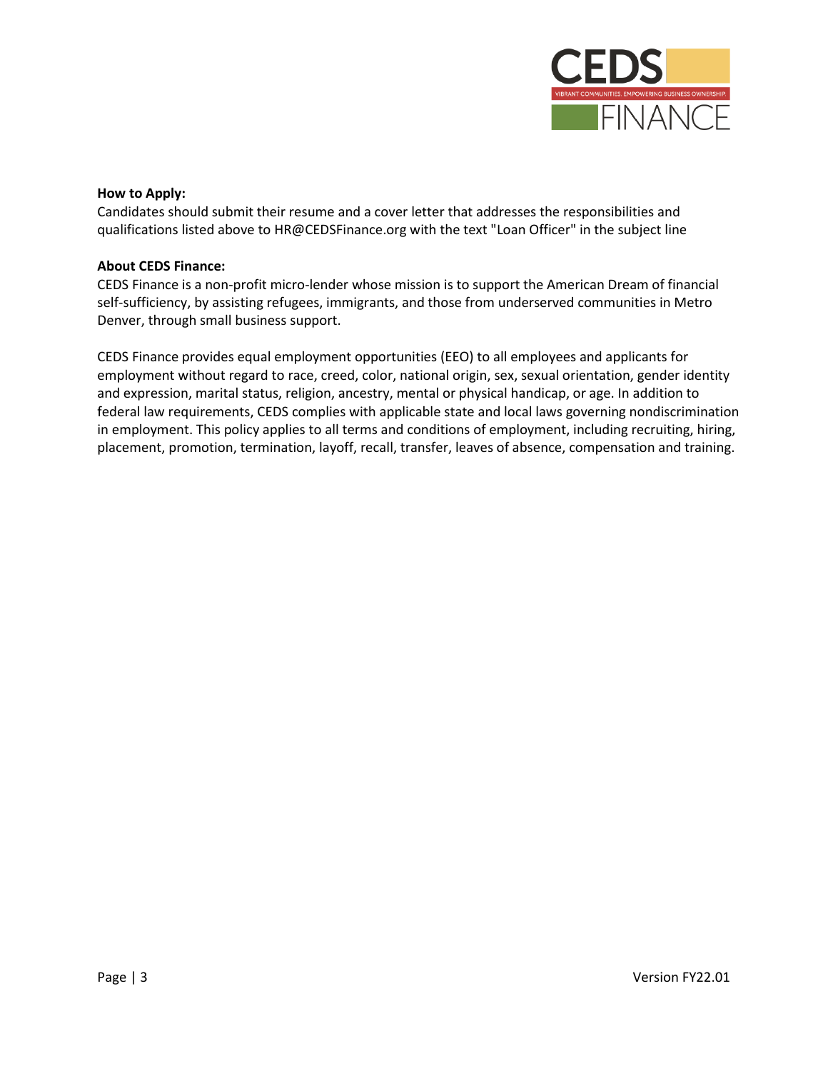**How to Apply:**

Candidates should submit their resume and a cover letter that addresses the responsibilities and qualifications listed above to HR@CEDSFinance.org with the text "Loan Officer" in the subject line

**About CEDS Finance:**

CEDS Finance is a non-profit micro-lender whose mission is to support the American Dream of financial self-sufficiency, by assisting refugees, immigrants, and those from underserved communities in Metro Denver, through small business support.

CEDS Finance provides equal employment opportunities (EEO) to all employees and applicants for employment without regard to race, creed, color, national origin, sex, sexual orientation, gender identity and expression, marital status, religion, ancestry, mental or physical handicap, or age. In addition to federal law requirements, CEDS complies with applicable state and local laws governing nondiscrimination in employment. This policy applies to all terms and conditions of employment, including recruiting, hiring, placement, promotion, termination, layoff, recall, transfer, leaves of absence, compensation and training.